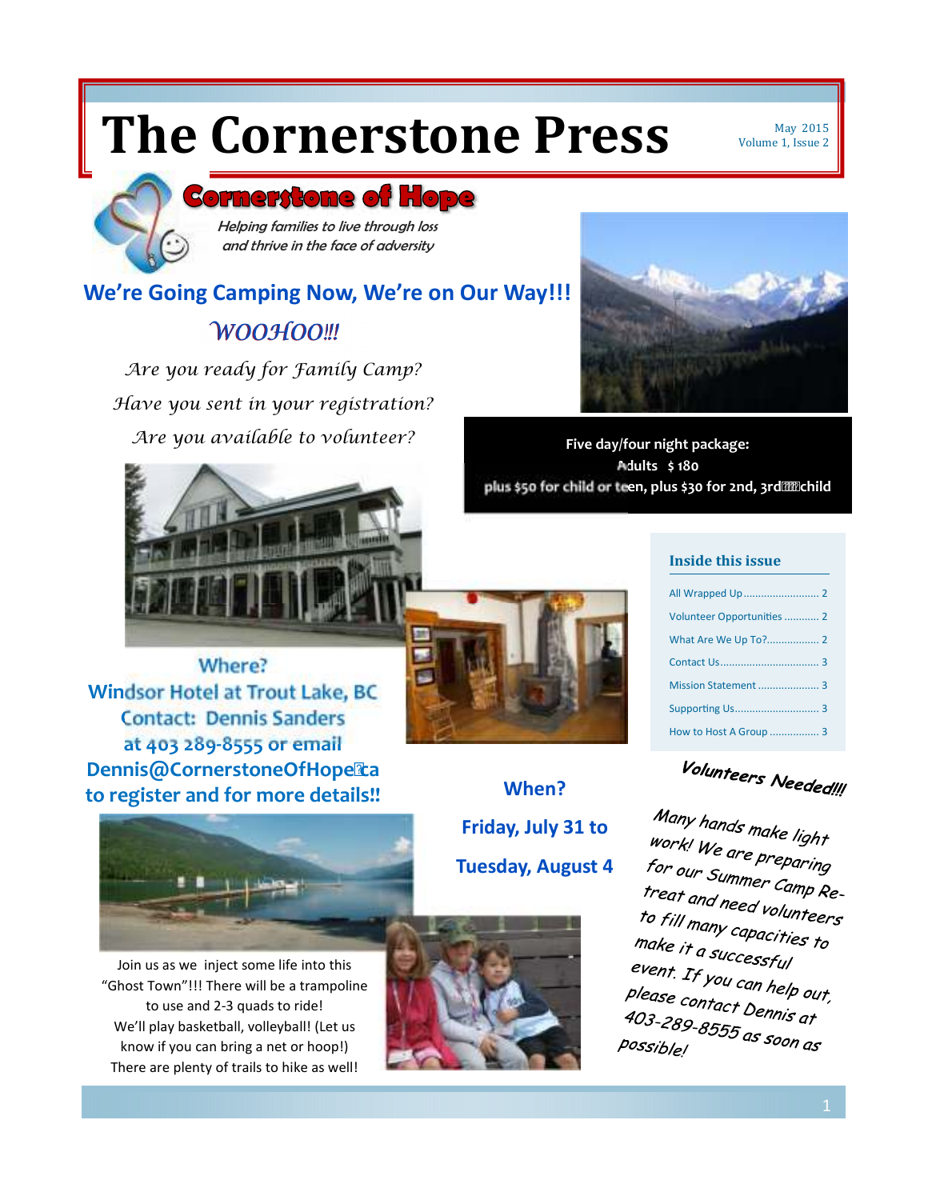# The Cornerstone Press

May 2015
Volume 1, Issue 2

## Cornerstone of Hope

*Helping families to live through loss and thrive in the face of adversity*

## We're Going Camping Now, We're on Our Way!!!

*WOOHOO!!!*

*Are you ready for Family Camp?*

*Have you sent in your registration?*

*Are you available to volunteer?*

**Five day/four night package:**
**Adults $180**
**plus $50 for child or teen, plus $30 for 2nd, 3rd child**

### Where?

**Windsor Hotel at Trout Lake, BC**
**Contact: Dennis Sanders at 403 289-8555 or email Dennis@CornerstoneOfHope.ca to register and for more details!!**

### When?

**Friday, July 31 to Tuesday, August 4**

Join us as we inject some life into this "Ghost Town"!!! There will be a trampoline to use and 2-3 quads to ride! We'll play basketball, volleyball! (Let us know if you can bring a net or hoop!) There are plenty of trails to hike as well!

### Inside this issue

- All Wrapped Up .......... 2
- Volunteer Opportunities .......... 2
- What Are We Up To? .......... 2
- Contact Us .......... 3
- Mission Statement .......... 3
- Supporting Us .......... 3
- How to Host A Group .......... 3

### Volunteers Needed!!!

Many hands make light work! We are preparing for our Summer Camp Retreat and need volunteers to fill many capacities to make it a successful event. If you can help out, please contact Dennis at 403-289-8555 as soon as possible!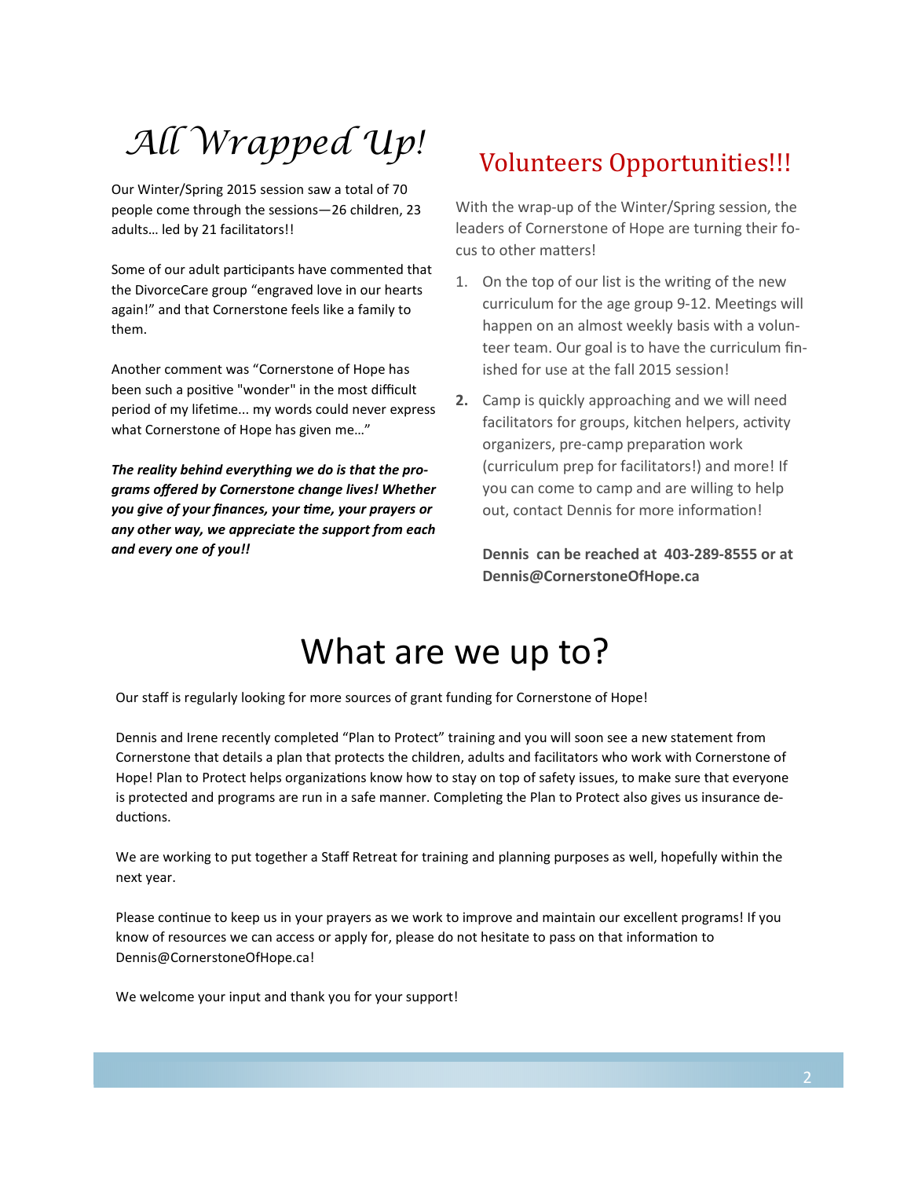# All Wrapped Up!

Our Winter/Spring 2015 session saw a total of 70 people come through the sessions—26 children, 23 adults… led by 21 facilitators!!

Some of our adult participants have commented that the DivorceCare group “engraved love in our hearts again!” and that Cornerstone feels like a family to them.

Another comment was “Cornerstone of Hope has been such a positive "wonder" in the most difficult period of my lifetime... my words could never express what Cornerstone of Hope has given me…”

***The reality behind everything we do is that the programs offered by Cornerstone change lives! Whether you give of your finances, your time, your prayers or any other way, we appreciate the support from each and every one of you!!***

## Volunteers Opportunities!!!

With the wrap-up of the Winter/Spring session, the leaders of Cornerstone of Hope are turning their focus to other matters!

1. On the top of our list is the writing of the new curriculum for the age group 9-12. Meetings will happen on an almost weekly basis with a volunteer team. Our goal is to have the curriculum finished for use at the fall 2015 session!
2. Camp is quickly approaching and we will need facilitators for groups, kitchen helpers, activity organizers, pre-camp preparation work (curriculum prep for facilitators!) and more! If you can come to camp and are willing to help out, contact Dennis for more information!

   **Dennis can be reached at 403-289-8555 or at Dennis@CornerstoneOfHope.ca**

# What are we up to?

Our staff is regularly looking for more sources of grant funding for Cornerstone of Hope!

Dennis and Irene recently completed “Plan to Protect” training and you will soon see a new statement from Cornerstone that details a plan that protects the children, adults and facilitators who work with Cornerstone of Hope! Plan to Protect helps organizations know how to stay on top of safety issues, to make sure that everyone is protected and programs are run in a safe manner. Completing the Plan to Protect also gives us insurance deductions.

We are working to put together a Staff Retreat for training and planning purposes as well, hopefully within the next year.

Please continue to keep us in your prayers as we work to improve and maintain our excellent programs! If you know of resources we can access or apply for, please do not hesitate to pass on that information to Dennis@CornerstoneOfHope.ca!

We welcome your input and thank you for your support!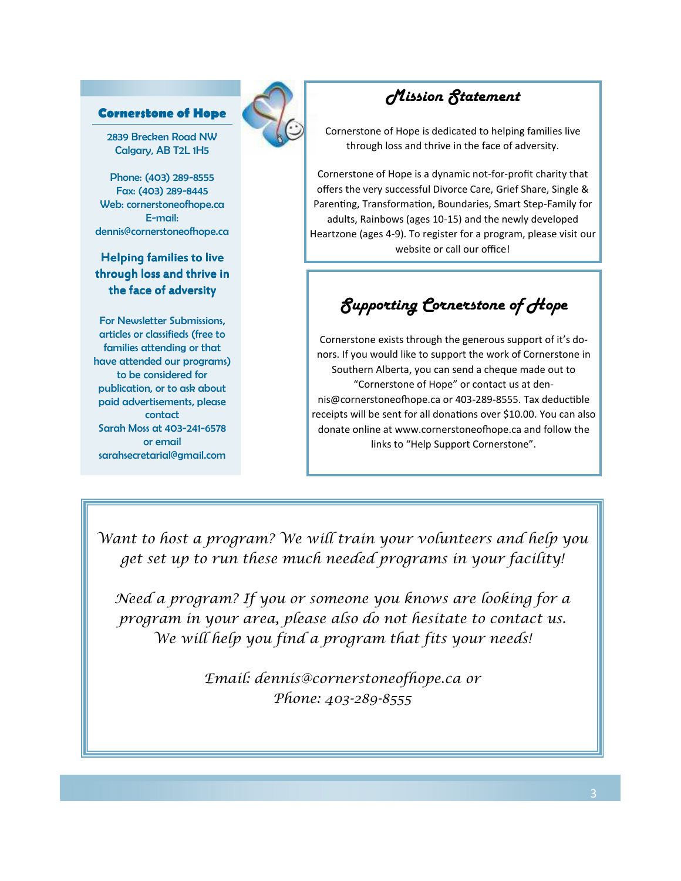## Cornerstone of Hope

2839 Brecken Road NW
Calgary, AB T2L 1H5

Phone: (403) 289-8555
Fax: (403) 289-8445
Web: cornerstoneofhope.ca
E-mail:
dennis@cornerstoneofhope.ca

**Helping families to live through loss and thrive in the face of adversity**

For Newsletter Submissions, articles or classifieds (free to families attending or that have attended our programs) to be considered for publication, or to ask about paid advertisements, please contact
Sarah Moss at 403-241-6578
or email
sarahsecretarial@gmail.com

## Mission Statement

Cornerstone of Hope is dedicated to helping families live through loss and thrive in the face of adversity.

Cornerstone of Hope is a dynamic not-for-profit charity that offers the very successful Divorce Care, Grief Share, Single & Parenting, Transformation, Boundaries, Smart Step-Family for adults, Rainbows (ages 10-15) and the newly developed Heartzone (ages 4-9). To register for a program, please visit our website or call our office!

## Supporting Cornerstone of Hope

Cornerstone exists through the generous support of it's donors. If you would like to support the work of Cornerstone in Southern Alberta, you can send a cheque made out to "Cornerstone of Hope" or contact us at dennis@cornerstoneofhope.ca or 403-289-8555. Tax deductible receipts will be sent for all donations over $10.00. You can also donate online at www.cornerstoneofhope.ca and follow the links to "Help Support Cornerstone".

*Want to host a program? We will train your volunteers and help you get set up to run these much needed programs in your facility!*

*Need a program? If you or someone you knows are looking for a program in your area, please also do not hesitate to contact us. We will help you find a program that fits your needs!*

*Email: dennis@cornerstoneofhope.ca or*
*Phone: 403-289-8555*